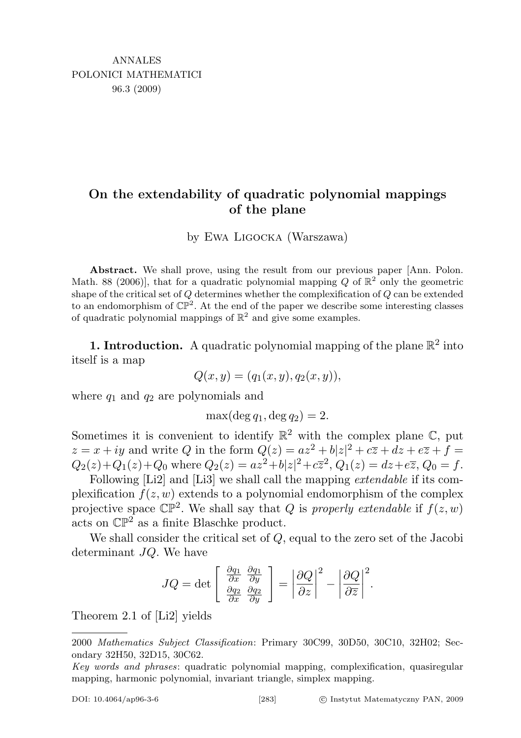ANNALES
POLONICI MATHEMATICI
96.3 (2009)

# On the extendability of quadratic polynomial mappings of the plane

by Ewa Ligocka (Warszawa)

**Abstract.** We shall prove, using the result from our previous paper [Ann. Polon. Math. 88 (2006)], that for a quadratic polynomial mapping $Q$ of $\mathbb{R}^2$ only the geometric shape of the critical set of $Q$ determines whether the complexification of $Q$ can be extended to an endomorphism of $\mathbb{CP}^2$. At the end of the paper we describe some interesting classes of quadratic polynomial mappings of $\mathbb{R}^2$ and give some examples.

**1. Introduction.** A quadratic polynomial mapping of the plane $\mathbb{R}^2$ into itself is a map

$$Q(x,y) = (q_1(x,y), q_2(x,y)),$$

where $q_1$ and $q_2$ are polynomials and

$$\max(\deg q_1, \deg q_2) = 2.$$

Sometimes it is convenient to identify $\mathbb{R}^2$ with the complex plane $\mathbb{C}$, put $z = x + iy$ and write $Q$ in the form $Q(z) = az^2 + b|z|^2 + c\overline{z} + dz + e\overline{z} + f = Q_2(z) + Q_1(z) + Q_0$ where $Q_2(z) = az^2 + b|z|^2 + c\overline{z}^2$, $Q_1(z) = dz + e\overline{z}$, $Q_0 = f$.

Following [Li2] and [Li3] we shall call the mapping *extendable* if its complexification $f(z,w)$ extends to a polynomial endomorphism of the complex projective space $\mathbb{CP}^2$. We shall say that $Q$ is *properly extendable* if $f(z,w)$ acts on $\mathbb{CP}^2$ as a finite Blaschke product.

We shall consider the critical set of $Q$, equal to the zero set of the Jacobi determinant $JQ$. We have

$$JQ = \det \begin{bmatrix} \frac{\partial q_1}{\partial x} & \frac{\partial q_1}{\partial y} \\ \frac{\partial q_2}{\partial x} & \frac{\partial q_2}{\partial y} \end{bmatrix} = \left|\frac{\partial Q}{\partial z}\right|^2 - \left|\frac{\partial Q}{\partial \overline{z}}\right|^2.$$

Theorem 2.1 of [Li2] yields

2000 *Mathematics Subject Classification*: Primary 30C99, 30D50, 30C10, 32H02; Secondary 32H50, 32D15, 30C62.

*Key words and phrases*: quadratic polynomial mapping, complexification, quasiregular mapping, harmonic polynomial, invariant triangle, simplex mapping.

DOI: 10.4064/ap96-3-6 © Instytut Matematyczny PAN, 2009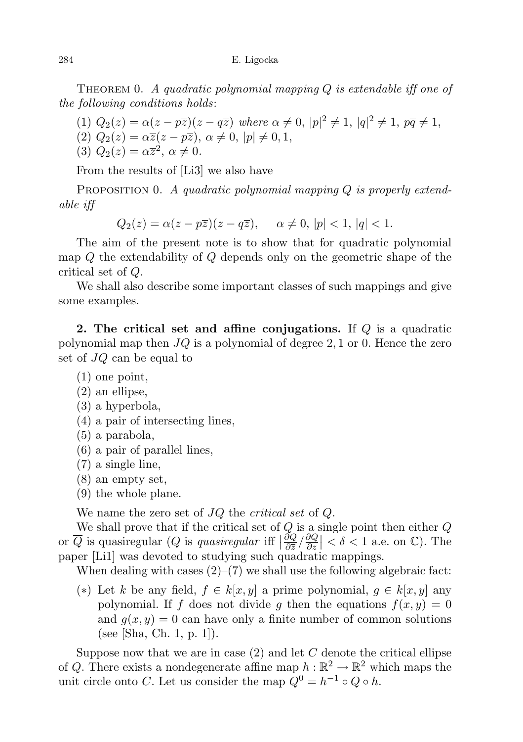Theorem 0. *A quadratic polynomial mapping $Q$ is extendable iff one of the following conditions holds*:

(1) $Q_2(z) = \alpha(z - p\overline{z})(z - q\overline{z})$ *where* $\alpha \neq 0$, $|p|^2 \neq 1$, $|q|^2 \neq 1$, $p\overline{q} \neq 1$,
(2) $Q_2(z) = \alpha\overline{z}(z - p\overline{z})$, $\alpha \neq 0$, $|p| \neq 0, 1$,
(3) $Q_2(z) = \alpha\overline{z}^2$, $\alpha \neq 0$.

From the results of [Li3] we also have

Proposition 0. *A quadratic polynomial mapping $Q$ is properly extendable iff*

$$Q_2(z) = \alpha(z - p\overline{z})(z - q\overline{z}), \quad \alpha \neq 0,\ |p| < 1,\ |q| < 1.$$

The aim of the present note is to show that for quadratic polynomial map $Q$ the extendability of $Q$ depends only on the geometric shape of the critical set of $Q$.

We shall also describe some important classes of such mappings and give some examples.

**2. The critical set and affine conjugations.** If $Q$ is a quadratic polynomial map then $JQ$ is a polynomial of degree $2, 1$ or $0$. Hence the zero set of $JQ$ can be equal to

(1) one point,
(2) an ellipse,
(3) a hyperbola,
(4) a pair of intersecting lines,
(5) a parabola,
(6) a pair of parallel lines,
(7) a single line,
(8) an empty set,
(9) the whole plane.

We name the zero set of $JQ$ the *critical set* of $Q$.

We shall prove that if the critical set of $Q$ is a single point then either $Q$ or $\overline{Q}$ is quasiregular ($Q$ is *quasiregular* iff $\left|\frac{\partial Q}{\partial \overline{z}}/\frac{\partial Q}{\partial z}\right| < \delta < 1$ a.e. on $\mathbb{C}$). The paper [Li1] was devoted to studying such quadratic mappings.

When dealing with cases (2)–(7) we shall use the following algebraic fact:

($*$) Let $k$ be any field, $f \in k[x, y]$ a prime polynomial, $g \in k[x, y]$ any polynomial. If $f$ does not divide $g$ then the equations $f(x, y) = 0$ and $g(x, y) = 0$ can have only a finite number of common solutions (see [Sha, Ch. 1, p. 1]).

Suppose now that we are in case (2) and let $C$ denote the critical ellipse of $Q$. There exists a nondegenerate affine map $h : \mathbb{R}^2 \to \mathbb{R}^2$ which maps the unit circle onto $C$. Let us consider the map $Q^0 = h^{-1} \circ Q \circ h$.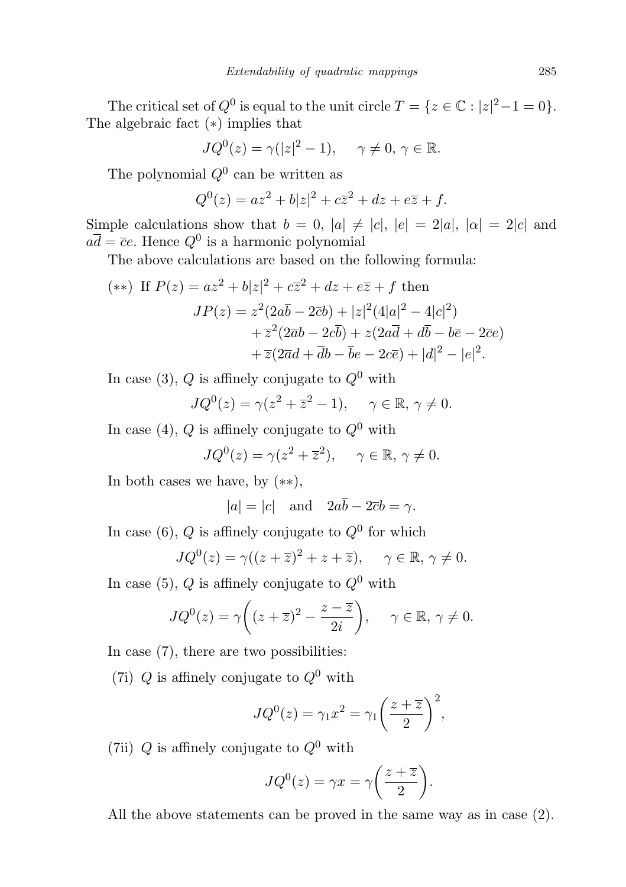The critical set of $Q^0$ is equal to the unit circle $T = \{z \in \mathbb{C} : |z|^2 - 1 = 0\}$. The algebraic fact $(*)$ implies that

$$JQ^0(z) = \gamma(|z|^2 - 1), \quad \gamma \neq 0, \, \gamma \in \mathbb{R}.$$

The polynomial $Q^0$ can be written as

$$Q^0(z) = az^2 + b|z|^2 + c\overline{z}^2 + dz + e\overline{z} + f.$$

Simple calculations show that $b = 0$, $|a| \neq |c|$, $|e| = 2|a|$, $|\alpha| = 2|c|$ and $a\overline{d} = \overline{c}e$. Hence $Q^0$ is a harmonic polynomial

The above calculations are based on the following formula:

$(**)$ If $P(z) = az^2 + b|z|^2 + c\overline{z}^2 + dz + e\overline{z} + f$ then

$$\begin{aligned} JP(z) = {} & z^2(2a\overline{b} - 2\overline{c}b) + |z|^2(4|a|^2 - 4|c|^2) \\ & + \overline{z}^2(2\overline{a}b - 2c\overline{b}) + z(2a\overline{d} + d\overline{b} - b\overline{e} - 2\overline{c}e) \\ & + \overline{z}(2\overline{a}d + \overline{d}b - \overline{b}e - 2c\overline{e}) + |d|^2 - |e|^2. \end{aligned}$$

In case (3), $Q$ is affinely conjugate to $Q^0$ with

$$JQ^0(z) = \gamma(z^2 + \overline{z}^2 - 1), \quad \gamma \in \mathbb{R}, \, \gamma \neq 0.$$

In case (4), $Q$ is affinely conjugate to $Q^0$ with

$$JQ^0(z) = \gamma(z^2 + \overline{z}^2), \quad \gamma \in \mathbb{R}, \, \gamma \neq 0.$$

In both cases we have, by $(**)$,

$$|a| = |c| \quad \text{and} \quad 2a\overline{b} - 2\overline{c}b = \gamma.$$

In case (6), $Q$ is affinely conjugate to $Q^0$ for which

$$JQ^0(z) = \gamma((z + \overline{z})^2 + z + \overline{z}), \quad \gamma \in \mathbb{R}, \, \gamma \neq 0.$$

In case (5), $Q$ is affinely conjugate to $Q^0$ with

$$JQ^0(z) = \gamma\left((z + \overline{z})^2 - \frac{z - \overline{z}}{2i}\right), \quad \gamma \in \mathbb{R}, \, \gamma \neq 0.$$

In case (7), there are two possibilities:

(7i) $Q$ is affinely conjugate to $Q^0$ with

$$JQ^0(z) = \gamma_1 x^2 = \gamma_1 \left(\frac{z + \overline{z}}{2}\right)^2,$$

(7ii) $Q$ is affinely conjugate to $Q^0$ with

$$JQ^0(z) = \gamma x = \gamma\left(\frac{z + \overline{z}}{2}\right).$$

All the above statements can be proved in the same way as in case (2).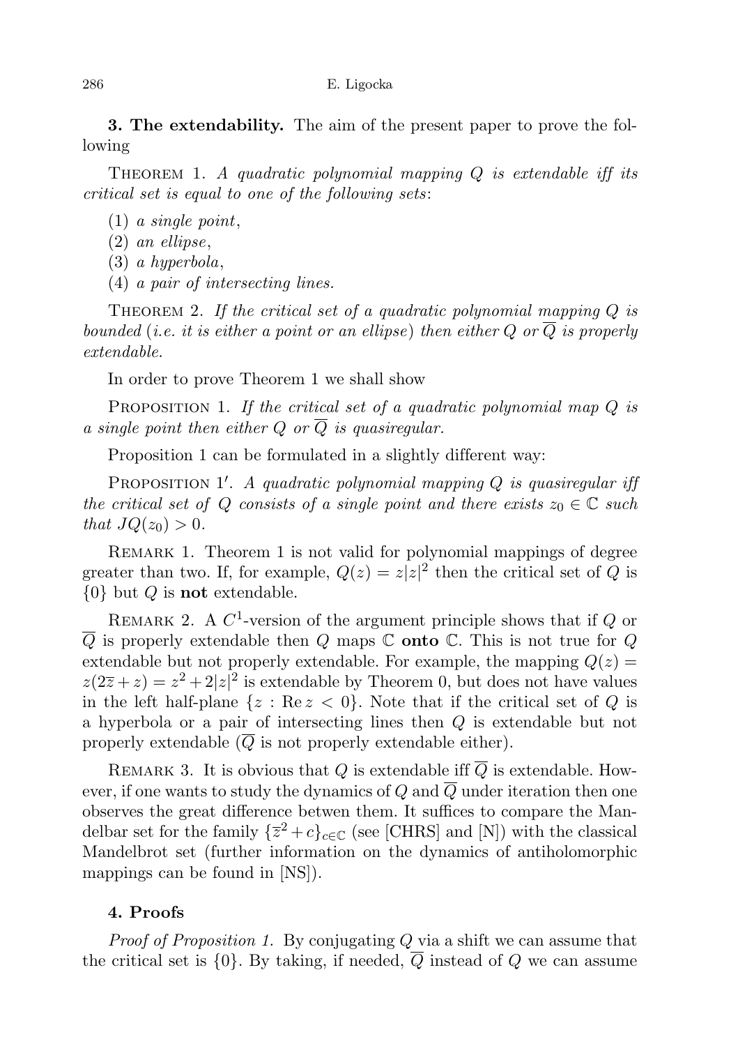**3. The extendability.** The aim of the present paper to prove the following

Theorem 1. *A quadratic polynomial mapping $Q$ is extendable iff its critical set is equal to one of the following sets*:

(1) *a single point*,
(2) *an ellipse*,
(3) *a hyperbola*,
(4) *a pair of intersecting lines.*

Theorem 2. *If the critical set of a quadratic polynomial mapping $Q$ is bounded* (*i.e. it is either a point or an ellipse*) *then either $Q$ or $\overline{Q}$ is properly extendable.*

In order to prove Theorem 1 we shall show

Proposition 1. *If the critical set of a quadratic polynomial map $Q$ is a single point then either $Q$ or $\overline{Q}$ is quasiregular.*

Proposition 1 can be formulated in a slightly different way:

Proposition 1′. *A quadratic polynomial mapping $Q$ is quasiregular iff the critical set of $Q$ consists of a single point and there exists $z_0 \in \mathbb{C}$ such that $JQ(z_0) > 0$.*

Remark 1. Theorem 1 is not valid for polynomial mappings of degree greater than two. If, for example, $Q(z) = z|z|^2$ then the critical set of $Q$ is $\{0\}$ but $Q$ is **not** extendable.

Remark 2. A $C^1$-version of the argument principle shows that if $Q$ or $\overline{Q}$ is properly extendable then $Q$ maps $\mathbb{C}$ **onto** $\mathbb{C}$. This is not true for $Q$ extendable but not properly extendable. For example, the mapping $Q(z) = z(2\overline{z} + z) = z^2 + 2|z|^2$ is extendable by Theorem 0, but does not have values in the left half-plane $\{z : \operatorname{Re} z < 0\}$. Note that if the critical set of $Q$ is a hyperbola or a pair of intersecting lines then $Q$ is extendable but not properly extendable ($\overline{Q}$ is not properly extendable either).

Remark 3. It is obvious that $Q$ is extendable iff $\overline{Q}$ is extendable. However, if one wants to study the dynamics of $Q$ and $\overline{Q}$ under iteration then one observes the great difference betwen them. It suffices to compare the Mandelbar set for the family $\{\overline{z}^2 + c\}_{c \in \mathbb{C}}$ (see [CHRS] and [N]) with the classical Mandelbrot set (further information on the dynamics of antiholomorphic mappings can be found in [NS]).

## 4. Proofs

*Proof of Proposition 1.* By conjugating $Q$ via a shift we can assume that the critical set is $\{0\}$. By taking, if needed, $\overline{Q}$ instead of $Q$ we can assume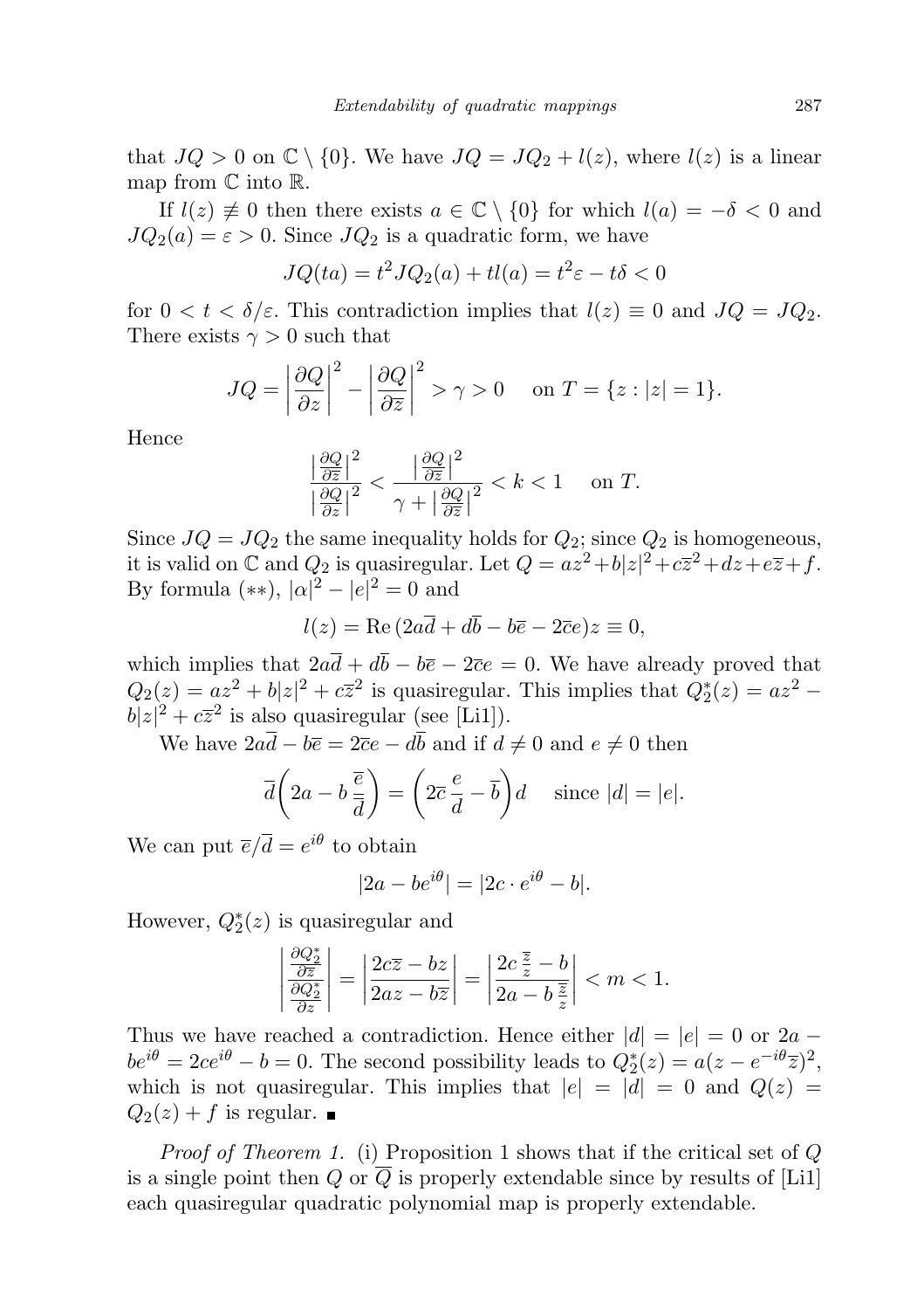that $JQ > 0$ on $\mathbb{C} \setminus \{0\}$. We have $JQ = JQ_2 + l(z)$, where $l(z)$ is a linear map from $\mathbb{C}$ into $\mathbb{R}$.

If $l(z) \not\equiv 0$ then there exists $a \in \mathbb{C} \setminus \{0\}$ for which $l(a) = -\delta < 0$ and $JQ_2(a) = \varepsilon > 0$. Since $JQ_2$ is a quadratic form, we have

$$JQ(ta) = t^2 JQ_2(a) + tl(a) = t^2\varepsilon - t\delta < 0$$

for $0 < t < \delta/\varepsilon$. This contradiction implies that $l(z) \equiv 0$ and $JQ = JQ_2$. There exists $\gamma > 0$ such that

$$JQ = \left|\frac{\partial Q}{\partial z}\right|^2 - \left|\frac{\partial Q}{\partial \overline{z}}\right|^2 > \gamma > 0 \quad \text{ on } T = \{z : |z| = 1\}.$$

Hence

$$\frac{\left|\frac{\partial Q}{\partial \overline{z}}\right|^2}{\left|\frac{\partial Q}{\partial z}\right|^2} < \frac{\left|\frac{\partial Q}{\partial \overline{z}}\right|^2}{\gamma + \left|\frac{\partial Q}{\partial \overline{z}}\right|^2} < k < 1 \quad \text{ on } T.$$

Since $JQ = JQ_2$ the same inequality holds for $Q_2$; since $Q_2$ is homogeneous, it is valid on $\mathbb{C}$ and $Q_2$ is quasiregular. Let $Q = az^2 + b|z|^2 + c\overline{z}^2 + dz + e\overline{z} + f$. By formula $(**)$, $|\alpha|^2 - |e|^2 = 0$ and

$$l(z) = \operatorname{Re}\,(2a\overline{d} + d\overline{b} - b\overline{e} - 2\overline{c}e)z \equiv 0,$$

which implies that $2a\overline{d} + d\overline{b} - b\overline{e} - 2\overline{c}e = 0$. We have already proved that $Q_2(z) = az^2 + b|z|^2 + c\overline{z}^2$ is quasiregular. This implies that $Q_2^*(z) = az^2 - b|z|^2 + c\overline{z}^2$ is also quasiregular (see [Li1]).

We have $2a\overline{d} - b\overline{e} = 2\overline{c}e - d\overline{b}$ and if $d \neq 0$ and $e \neq 0$ then

$$\overline{d}\left(2a - b\,\frac{\overline{e}}{\overline{d}}\right) = \left(2\overline{c}\,\frac{e}{d} - \overline{b}\right)d \quad \text{ since } |d| = |e|.$$

We can put $\overline{e}/\overline{d} = e^{i\theta}$ to obtain

$$|2a - be^{i\theta}| = |2c \cdot e^{i\theta} - b|.$$

However, $Q_2^*(z)$ is quasiregular and

$$\left|\frac{\frac{\partial Q_2^*}{\partial \overline{z}}}{\frac{\partial Q_2^*}{\partial z}}\right| = \left|\frac{2c\overline{z} - bz}{2az - b\overline{z}}\right| = \left|\frac{2c\,\frac{\overline{z}}{z} - b}{2a - b\,\frac{\overline{z}}{z}}\right| < m < 1.$$

Thus we have reached a contradiction. Hence either $|d| = |e| = 0$ or $2a - be^{i\theta} = 2ce^{i\theta} - b = 0$. The second possibility leads to $Q_2^*(z) = a(z - e^{-i\theta}\overline{z})^2$, which is not quasiregular. This implies that $|e| = |d| = 0$ and $Q(z) = Q_2(z) + f$ is regular. ∎

*Proof of Theorem 1.* (i) Proposition 1 shows that if the critical set of $Q$ is a single point then $Q$ or $\overline{Q}$ is properly extendable since by results of [Li1] each quasiregular quadratic polynomial map is properly extendable.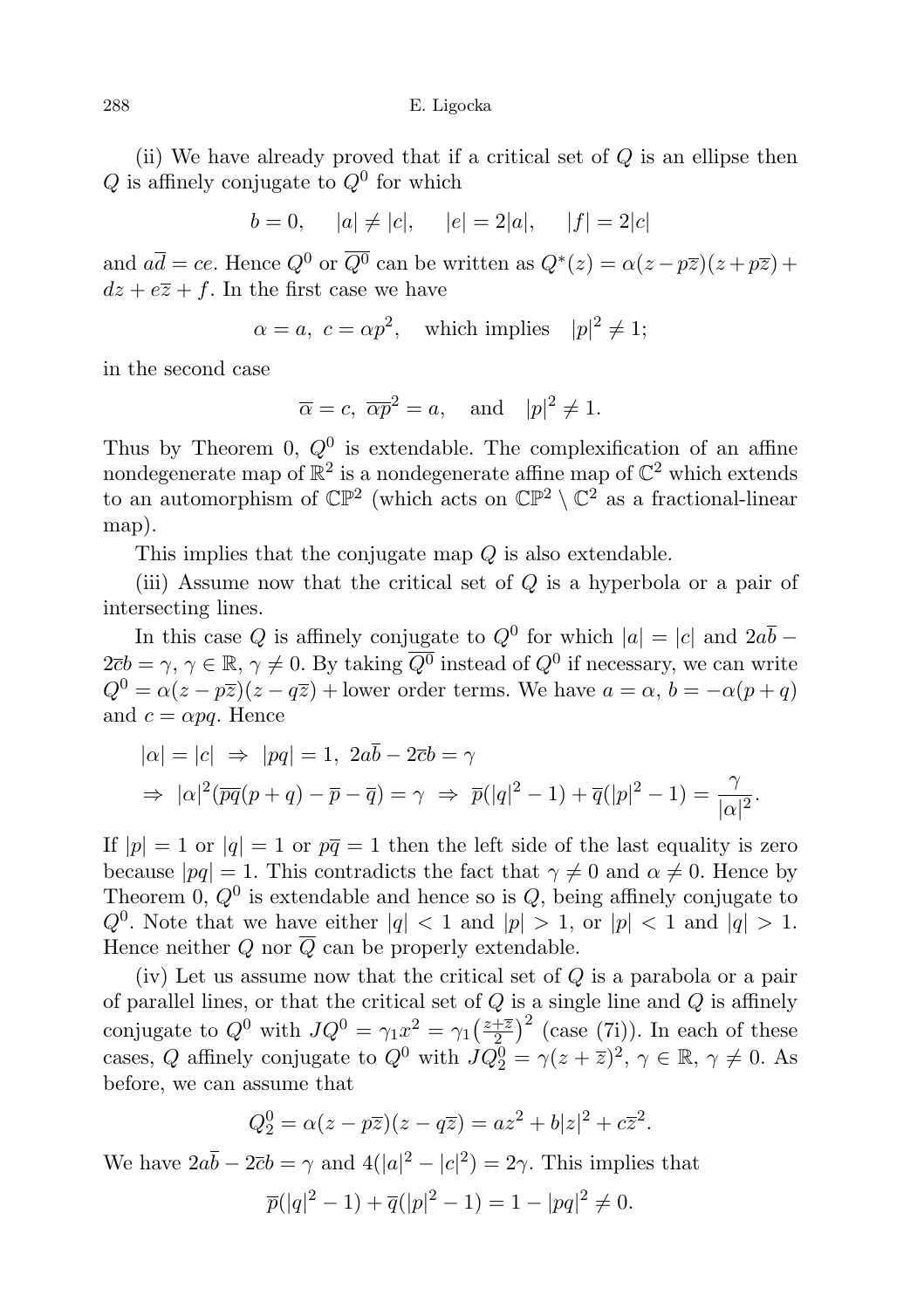(ii) We have already proved that if a critical set of $Q$ is an ellipse then $Q$ is affinely conjugate to $Q^0$ for which

$$b = 0, \quad |a| \neq |c|, \quad |e| = 2|a|, \quad |f| = 2|c|$$

and $a\overline{d} = ce$. Hence $Q^0$ or $\overline{Q^0}$ can be written as $Q^*(z) = \alpha(z - p\overline{z})(z + p\overline{z}) + dz + e\overline{z} + f$. In the first case we have

$$\alpha = a, \ c = \alpha p^2, \quad \text{which implies} \quad |p|^2 \neq 1;$$

in the second case

$$\overline{\alpha} = c, \ \overline{\alpha p}^2 = a, \quad \text{and} \quad |p|^2 \neq 1.$$

Thus by Theorem 0, $Q^0$ is extendable. The complexification of an affine nondegenerate map of $\mathbb{R}^2$ is a nondegenerate affine map of $\mathbb{C}^2$ which extends to an automorphism of $\mathbb{CP}^2$ (which acts on $\mathbb{CP}^2 \setminus \mathbb{C}^2$ as a fractional-linear map).

This implies that the conjugate map $Q$ is also extendable.

(iii) Assume now that the critical set of $Q$ is a hyperbola or a pair of intersecting lines.

In this case $Q$ is affinely conjugate to $Q^0$ for which $|a| = |c|$ and $2a\overline{b} - 2\overline{c}b = \gamma$, $\gamma \in \mathbb{R}$, $\gamma \neq 0$. By taking $\overline{Q^0}$ instead of $Q^0$ if necessary, we can write $Q^0 = \alpha(z - p\overline{z})(z - q\overline{z}) +$ lower order terms. We have $a = \alpha$, $b = -\alpha(p + q)$ and $c = \alpha pq$. Hence

$$\begin{aligned}
&|\alpha| = |c| \ \Rightarrow \ |pq| = 1, \ 2a\overline{b} - 2\overline{c}b = \gamma \\
&\Rightarrow \ |\alpha|^2(\overline{pq}(p + q) - \overline{p} - \overline{q}) = \gamma \ \Rightarrow \ \overline{p}(|q|^2 - 1) + \overline{q}(|p|^2 - 1) = \frac{\gamma}{|\alpha|^2}.
\end{aligned}$$

If $|p| = 1$ or $|q| = 1$ or $p\overline{q} = 1$ then the left side of the last equality is zero because $|pq| = 1$. This contradicts the fact that $\gamma \neq 0$ and $\alpha \neq 0$. Hence by Theorem 0, $Q^0$ is extendable and hence so is $Q$, being affinely conjugate to $Q^0$. Note that we have either $|q| < 1$ and $|p| > 1$, or $|p| < 1$ and $|q| > 1$. Hence neither $Q$ nor $\overline{Q}$ can be properly extendable.

(iv) Let us assume now that the critical set of $Q$ is a parabola or a pair of parallel lines, or that the critical set of $Q$ is a single line and $Q$ is affinely conjugate to $Q^0$ with $JQ^0 = \gamma_1 x^2 = \gamma_1\left(\frac{z+\overline{z}}{2}\right)^2$ (case (7i)). In each of these cases, $Q$ affinely conjugate to $Q^0$ with $JQ_2^0 = \gamma(z + \overline{z})^2$, $\gamma \in \mathbb{R}$, $\gamma \neq 0$. As before, we can assume that

$$Q_2^0 = \alpha(z - p\overline{z})(z - q\overline{z}) = az^2 + b|z|^2 + c\overline{z}^2.$$

We have $2a\overline{b} - 2\overline{c}b = \gamma$ and $4(|a|^2 - |c|^2) = 2\gamma$. This implies that

$$\overline{p}(|q|^2 - 1) + \overline{q}(|p|^2 - 1) = 1 - |pq|^2 \neq 0.$$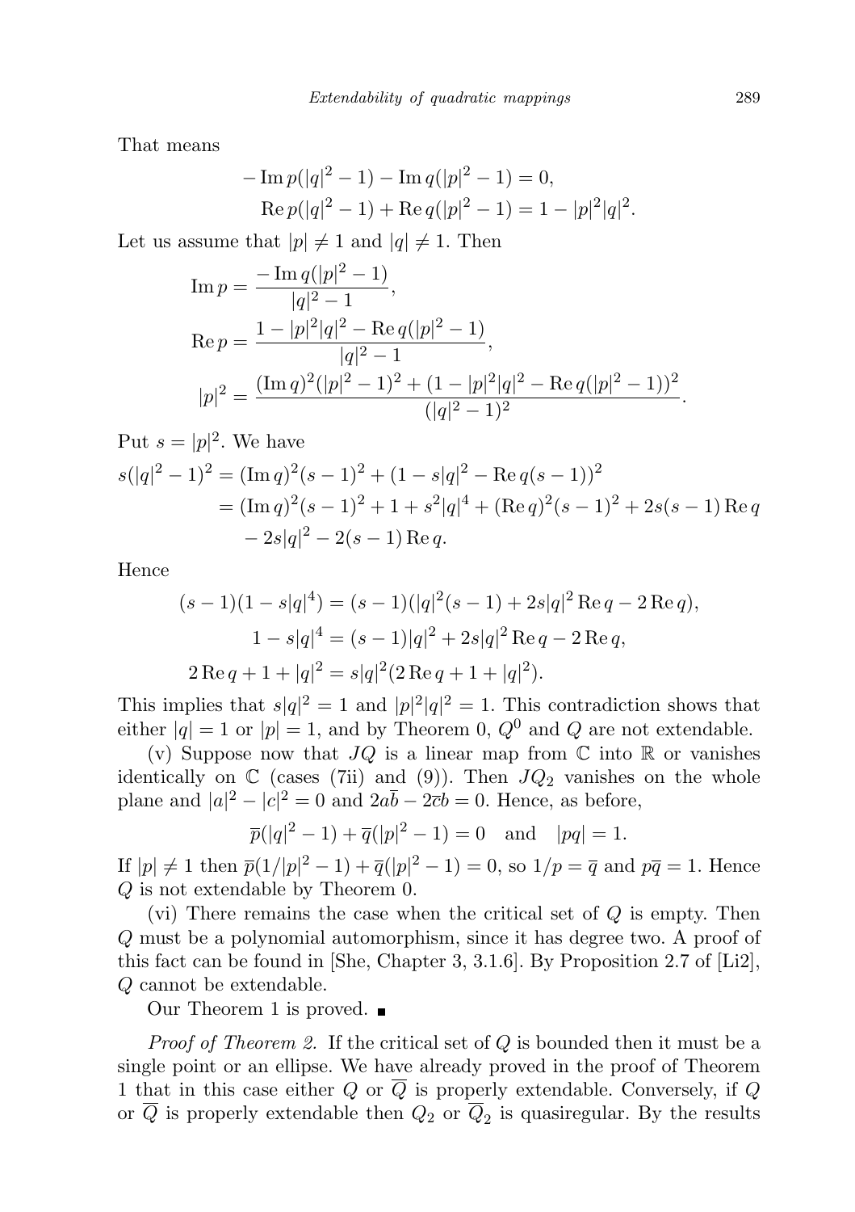That means

$$
\begin{gathered}
-\operatorname{Im} p(|q|^2-1)-\operatorname{Im} q(|p|^2-1)=0,\\
\operatorname{Re} p(|q|^2-1)+\operatorname{Re} q(|p|^2-1)=1-|p|^2|q|^2.
\end{gathered}
$$

Let us assume that $|p| \neq 1$ and $|q| \neq 1$. Then

$$
\begin{aligned}
\operatorname{Im} p &= \frac{-\operatorname{Im} q(|p|^2-1)}{|q|^2-1},\\
\operatorname{Re} p &= \frac{1-|p|^2|q|^2-\operatorname{Re} q(|p|^2-1)}{|q|^2-1},\\
|p|^2 &= \frac{(\operatorname{Im} q)^2(|p|^2-1)^2+(1-|p|^2|q|^2-\operatorname{Re} q(|p|^2-1))^2}{(|q|^2-1)^2}.
\end{aligned}
$$

Put $s=|p|^2$. We have

$$
\begin{aligned}
s(|q|^2-1)^2 &= (\operatorname{Im} q)^2(s-1)^2+(1-s|q|^2-\operatorname{Re} q(s-1))^2\\
&= (\operatorname{Im} q)^2(s-1)^2+1+s^2|q|^4+(\operatorname{Re} q)^2(s-1)^2+2s(s-1)\operatorname{Re} q\\
&\quad -2s|q|^2-2(s-1)\operatorname{Re} q.
\end{aligned}
$$

Hence

$$
\begin{gathered}
(s-1)(1-s|q|^4)=(s-1)(|q|^2(s-1)+2s|q|^2\operatorname{Re} q-2\operatorname{Re} q),\\
1-s|q|^4=(s-1)|q|^2+2s|q|^2\operatorname{Re} q-2\operatorname{Re} q,\\
2\operatorname{Re} q+1+|q|^2=s|q|^2(2\operatorname{Re} q+1+|q|^2).
\end{gathered}
$$

This implies that $s|q|^2=1$ and $|p|^2|q|^2=1$. This contradiction shows that either $|q|=1$ or $|p|=1$, and by Theorem 0, $Q^0$ and $Q$ are not extendable.

(v) Suppose now that $JQ$ is a linear map from $\mathbb{C}$ into $\mathbb{R}$ or vanishes identically on $\mathbb{C}$ (cases (7ii) and (9)). Then $JQ_2$ vanishes on the whole plane and $|a|^2-|c|^2=0$ and $2a\overline{b}-2\overline{c}b=0$. Hence, as before,

$$
\overline{p}(|q|^2-1)+\overline{q}(|p|^2-1)=0 \quad \text{and} \quad |pq|=1.
$$

If $|p|\neq 1$ then $\overline{p}(1/|p|^2-1)+\overline{q}(|p|^2-1)=0$, so $1/p=\overline{q}$ and $p\overline{q}=1$. Hence $Q$ is not extendable by Theorem 0.

(vi) There remains the case when the critical set of $Q$ is empty. Then $Q$ must be a polynomial automorphism, since it has degree two. A proof of this fact can be found in [She, Chapter 3, 3.1.6]. By Proposition 2.7 of [Li2], $Q$ cannot be extendable.

Our Theorem 1 is proved. ∎

*Proof of Theorem 2.* If the critical set of $Q$ is bounded then it must be a single point or an ellipse. We have already proved in the proof of Theorem 1 that in this case either $Q$ or $\overline{Q}$ is properly extendable. Conversely, if $Q$ or $\overline{Q}$ is properly extendable then $Q_2$ or $\overline{Q}_2$ is quasiregular. By the results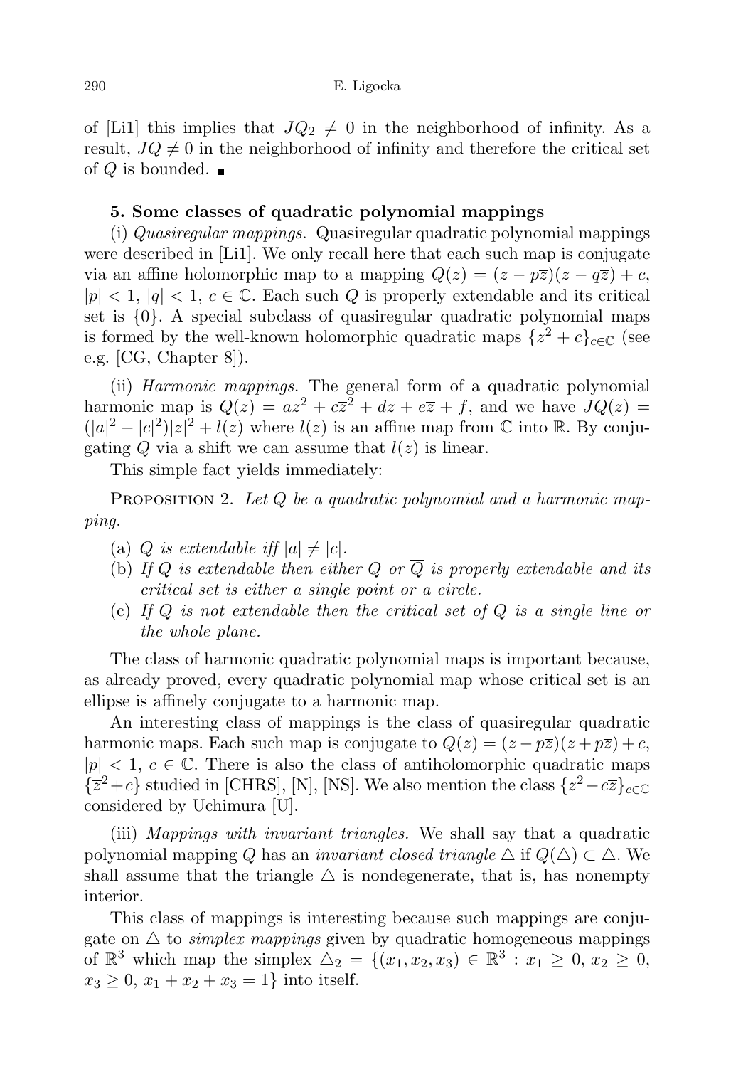of [Li1] this implies that $JQ_2 \neq 0$ in the neighborhood of infinity. As a result, $JQ \neq 0$ in the neighborhood of infinity and therefore the critical set of $Q$ is bounded. ∎

## 5. Some classes of quadratic polynomial mappings

(i) *Quasiregular mappings.* Quasiregular quadratic polynomial mappings were described in [Li1]. We only recall here that each such map is conjugate via an affine holomorphic map to a mapping $Q(z) = (z - p\overline{z})(z - q\overline{z}) + c$, $|p| < 1$, $|q| < 1$, $c \in \mathbb{C}$. Each such $Q$ is properly extendable and its critical set is $\{0\}$. A special subclass of quasiregular quadratic polynomial maps is formed by the well-known holomorphic quadratic maps $\{z^2 + c\}_{c\in\mathbb{C}}$ (see e.g. [CG, Chapter 8]).

(ii) *Harmonic mappings.* The general form of a quadratic polynomial harmonic map is $Q(z) = az^2 + c\overline{z}^2 + dz + e\overline{z} + f$, and we have $JQ(z) = (|a|^2 - |c|^2)|z|^2 + l(z)$ where $l(z)$ is an affine map from $\mathbb{C}$ into $\mathbb{R}$. By conjugating $Q$ via a shift we can assume that $l(z)$ is linear.

This simple fact yields immediately:

Proposition 2. *Let $Q$ be a quadratic polynomial and a harmonic mapping.*

- (a) *$Q$ is extendable iff $|a| \neq |c|$.*
- (b) *If $Q$ is extendable then either $Q$ or $\overline{Q}$ is properly extendable and its critical set is either a single point or a circle.*
- (c) *If $Q$ is not extendable then the critical set of $Q$ is a single line or the whole plane.*

The class of harmonic quadratic polynomial maps is important because, as already proved, every quadratic polynomial map whose critical set is an ellipse is affinely conjugate to a harmonic map.

An interesting class of mappings is the class of quasiregular quadratic harmonic maps. Each such map is conjugate to $Q(z) = (z - p\overline{z})(z + p\overline{z}) + c$, $|p| < 1$, $c \in \mathbb{C}$. There is also the class of antiholomorphic quadratic maps $\{\overline{z}^2 + c\}$ studied in [CHRS], [N], [NS]. We also mention the class $\{z^2 - c\overline{z}\}_{c\in\mathbb{C}}$ considered by Uchimura [U].

(iii) *Mappings with invariant triangles.* We shall say that a quadratic polynomial mapping $Q$ has an *invariant closed triangle* $\triangle$ if $Q(\triangle) \subset \triangle$. We shall assume that the triangle $\triangle$ is nondegenerate, that is, has nonempty interior.

This class of mappings is interesting because such mappings are conjugate on $\triangle$ to *simplex mappings* given by quadratic homogeneous mappings of $\mathbb{R}^3$ which map the simplex $\triangle_2 = \{(x_1, x_2, x_3) \in \mathbb{R}^3 : x_1 \geq 0,\, x_2 \geq 0,\, x_3 \geq 0,\, x_1 + x_2 + x_3 = 1\}$ into itself.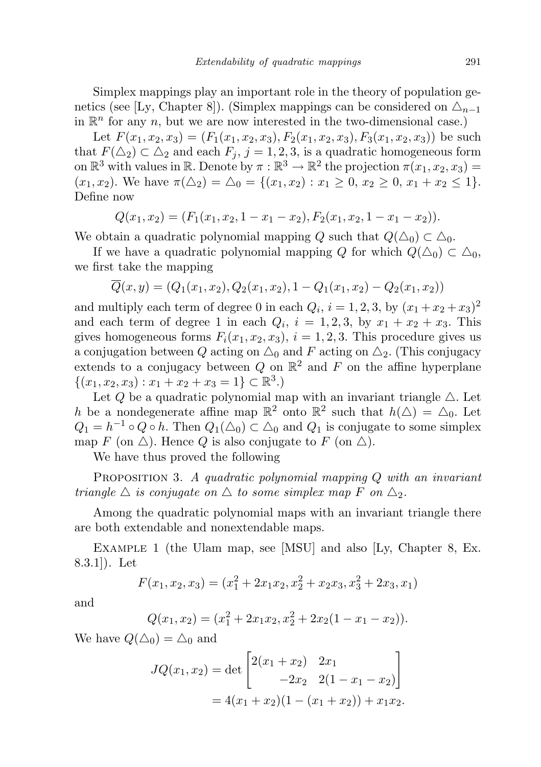Simplex mappings play an important role in the theory of population genetics (see [Ly, Chapter 8]). (Simplex mappings can be considered on $\triangle_{n-1}$ in $\mathbb{R}^n$ for any $n$, but we are now interested in the two-dimensional case.)

Let $F(x_1, x_2, x_3) = (F_1(x_1, x_2, x_3), F_2(x_1, x_2, x_3), F_3(x_1, x_2, x_3))$ be such that $F(\triangle_2) \subset \triangle_2$ and each $F_j$, $j = 1, 2, 3$, is a quadratic homogeneous form on $\mathbb{R}^3$ with values in $\mathbb{R}$. Denote by $\pi : \mathbb{R}^3 \to \mathbb{R}^2$ the projection $\pi(x_1, x_2, x_3) = (x_1, x_2)$. We have $\pi(\triangle_2) = \triangle_0 = \{(x_1, x_2) : x_1 \geq 0,\ x_2 \geq 0,\ x_1 + x_2 \leq 1\}$. Define now

$$Q(x_1, x_2) = (F_1(x_1, x_2, 1 - x_1 - x_2), F_2(x_1, x_2, 1 - x_1 - x_2)).$$

We obtain a quadratic polynomial mapping $Q$ such that $Q(\triangle_0) \subset \triangle_0$.

If we have a quadratic polynomial mapping $Q$ for which $Q(\triangle_0) \subset \triangle_0$, we first take the mapping

$$\overline{Q}(x, y) = (Q_1(x_1, x_2), Q_2(x_1, x_2), 1 - Q_1(x_1, x_2) - Q_2(x_1, x_2))$$

and multiply each term of degree 0 in each $Q_i$, $i = 1, 2, 3$, by $(x_1 + x_2 + x_3)^2$ and each term of degree 1 in each $Q_i$, $i = 1, 2, 3$, by $x_1 + x_2 + x_3$. This gives homogeneous forms $F_i(x_1, x_2, x_3)$, $i = 1, 2, 3$. This procedure gives us a conjugation between $Q$ acting on $\triangle_0$ and $F$ acting on $\triangle_2$. (This conjugacy extends to a conjugacy between $Q$ on $\mathbb{R}^2$ and $F$ on the affine hyperplane $\{(x_1, x_2, x_3) : x_1 + x_2 + x_3 = 1\} \subset \mathbb{R}^3$.)

Let $Q$ be a quadratic polynomial map with an invariant triangle $\triangle$. Let $h$ be a nondegenerate affine map $\mathbb{R}^2$ onto $\mathbb{R}^2$ such that $h(\triangle) = \triangle_0$. Let $Q_1 = h^{-1} \circ Q \circ h$. Then $Q_1(\triangle_0) \subset \triangle_0$ and $Q_1$ is conjugate to some simplex map $F$ (on $\triangle$). Hence $Q$ is also conjugate to $F$ (on $\triangle$).

We have thus proved the following

Proposition 3. *A quadratic polynomial mapping $Q$ with an invariant triangle $\triangle$ is conjugate on $\triangle$ to some simplex map $F$ on $\triangle_2$.*

Among the quadratic polynomial maps with an invariant triangle there are both extendable and nonextendable maps.

Example 1 (the Ulam map, see [MSU] and also [Ly, Chapter 8, Ex. 8.3.1]). Let

$$F(x_1, x_2, x_3) = (x_1^2 + 2x_1x_2, x_2^2 + x_2x_3, x_3^2 + 2x_3, x_1)$$

and

$$Q(x_1, x_2) = (x_1^2 + 2x_1x_2, x_2^2 + 2x_2(1 - x_1 - x_2)).$$

We have $Q(\triangle_0) = \triangle_0$ and

$$\begin{aligned} JQ(x_1, x_2) &= \det \begin{bmatrix} 2(x_1 + x_2) & 2x_1 \\ & -2x_2 \quad 2(1 - x_1 - x_2) \end{bmatrix} \\ &= 4(x_1 + x_2)(1 - (x_1 + x_2)) + x_1x_2. \end{aligned}$$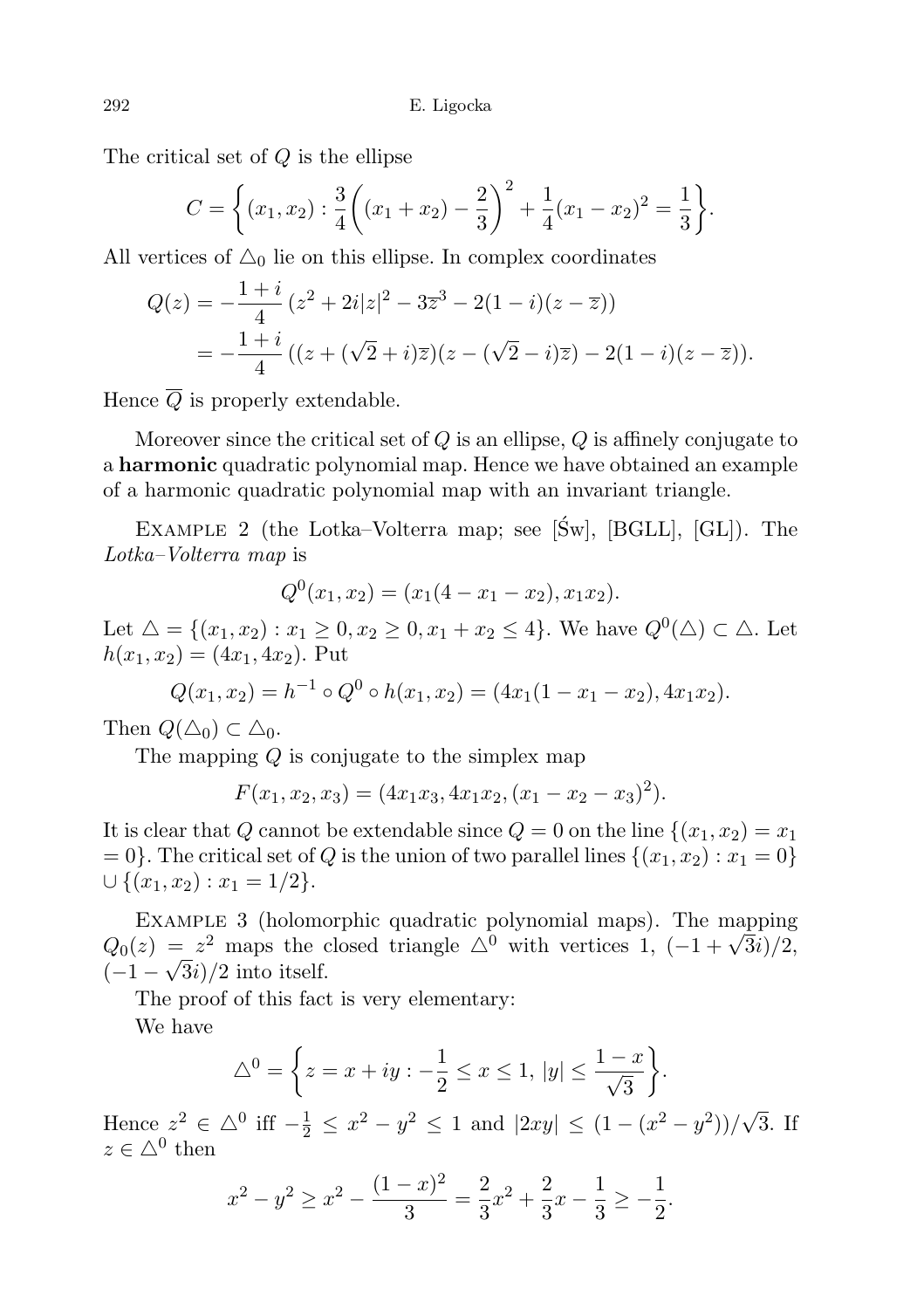The critical set of $Q$ is the ellipse

$$C = \left\{(x_1, x_2) : \frac{3}{4}\left((x_1 + x_2) - \frac{2}{3}\right)^2 + \frac{1}{4}(x_1 - x_2)^2 = \frac{1}{3}\right\}.$$

All vertices of $\triangle_0$ lie on this ellipse. In complex coordinates

$$\begin{aligned} Q(z) &= -\frac{1+i}{4}\,(z^2 + 2i|z|^2 - 3\overline{z}^3 - 2(1-i)(z - \overline{z})) \\ &= -\frac{1+i}{4}\,((z + (\sqrt{2}+i)\overline{z})(z - (\sqrt{2}-i)\overline{z}) - 2(1-i)(z - \overline{z})). \end{aligned}$$

Hence $\overline{Q}$ is properly extendable.

Moreover since the critical set of $Q$ is an ellipse, $Q$ is affinely conjugate to a **harmonic** quadratic polynomial map. Hence we have obtained an example of a harmonic quadratic polynomial map with an invariant triangle.

Example 2 (the Lotka–Volterra map; see [Św], [BGLL], [GL]). The *Lotka–Volterra map* is

$$Q^0(x_1, x_2) = (x_1(4 - x_1 - x_2), x_1x_2).$$

Let $\triangle = \{(x_1, x_2) : x_1 \geq 0, x_2 \geq 0, x_1 + x_2 \leq 4\}$. We have $Q^0(\triangle) \subset \triangle$. Let $h(x_1, x_2) = (4x_1, 4x_2)$. Put

$$Q(x_1, x_2) = h^{-1} \circ Q^0 \circ h(x_1, x_2) = (4x_1(1 - x_1 - x_2), 4x_1x_2).$$

Then $Q(\triangle_0) \subset \triangle_0$.

The mapping $Q$ is conjugate to the simplex map

$$F(x_1, x_2, x_3) = (4x_1x_3, 4x_1x_2, (x_1 - x_2 - x_3)^2).$$

It is clear that $Q$ cannot be extendable since $Q = 0$ on the line $\{(x_1, x_2) = x_1 = 0\}$. The critical set of $Q$ is the union of two parallel lines $\{(x_1, x_2) : x_1 = 0\} \cup \{(x_1, x_2) : x_1 = 1/2\}$.

Example 3 (holomorphic quadratic polynomial maps). The mapping $Q_0(z) = z^2$ maps the closed triangle $\triangle^0$ with vertices $1$, $(-1 + \sqrt{3}i)/2$, $(-1 - \sqrt{3}i)/2$ into itself.

The proof of this fact is very elementary:

We have

$$\triangle^0 = \left\{z = x + iy : -\frac{1}{2} \leq x \leq 1,\ |y| \leq \frac{1-x}{\sqrt{3}}\right\}.$$

Hence $z^2 \in \triangle^0$ iff $-\frac{1}{2} \leq x^2 - y^2 \leq 1$ and $|2xy| \leq (1 - (x^2 - y^2))/\sqrt{3}$. If $z \in \triangle^0$ then

$$x^2 - y^2 \geq x^2 - \frac{(1-x)^2}{3} = \frac{2}{3}x^2 + \frac{2}{3}x - \frac{1}{3} \geq -\frac{1}{2}.$$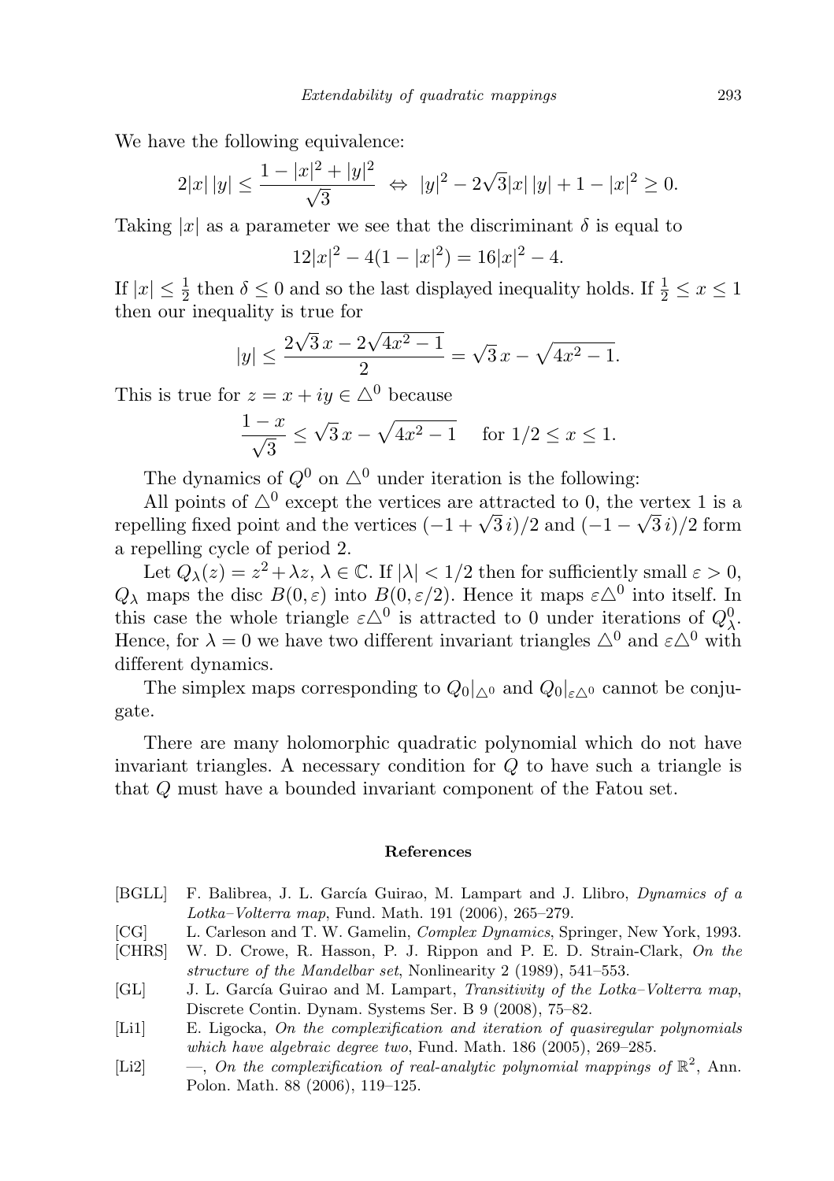We have the following equivalence:

$$2|x|\,|y| \le \frac{1-|x|^2+|y|^2}{\sqrt{3}} \;\Leftrightarrow\; |y|^2 - 2\sqrt{3}|x|\,|y| + 1 - |x|^2 \ge 0.$$

Taking $|x|$ as a parameter we see that the discriminant $\delta$ is equal to

$$12|x|^2 - 4(1-|x|^2) = 16|x|^2 - 4.$$

If $|x| \le \frac{1}{2}$ then $\delta \le 0$ and so the last displayed inequality holds. If $\frac{1}{2} \le x \le 1$ then our inequality is true for

$$|y| \le \frac{2\sqrt{3}\,x - 2\sqrt{4x^2-1}}{2} = \sqrt{3}\,x - \sqrt{4x^2-1}.$$

This is true for $z = x + iy \in \triangle^0$ because

$$\frac{1-x}{\sqrt{3}} \le \sqrt{3}\,x - \sqrt{4x^2-1} \quad \text{ for } 1/2 \le x \le 1.$$

The dynamics of $Q^0$ on $\triangle^0$ under iteration is the following:

All points of $\triangle^0$ except the vertices are attracted to 0, the vertex 1 is a repelling fixed point and the vertices $(-1+\sqrt{3}\,i)/2$ and $(-1-\sqrt{3}\,i)/2$ form a repelling cycle of period 2.

Let $Q_\lambda(z) = z^2 + \lambda z$, $\lambda \in \mathbb{C}$. If $|\lambda| < 1/2$ then for sufficiently small $\varepsilon > 0$, $Q_\lambda$ maps the disc $B(0,\varepsilon)$ into $B(0,\varepsilon/2)$. Hence it maps $\varepsilon\triangle^0$ into itself. In this case the whole triangle $\varepsilon\triangle^0$ is attracted to 0 under iterations of $Q^0_\lambda$. Hence, for $\lambda = 0$ we have two different invariant triangles $\triangle^0$ and $\varepsilon\triangle^0$ with different dynamics.

The simplex maps corresponding to $Q_0|_{\triangle^0}$ and $Q_0|_{\varepsilon\triangle^0}$ cannot be conjugate.

There are many holomorphic quadratic polynomial which do not have invariant triangles. A necessary condition for $Q$ to have such a triangle is that $Q$ must have a bounded invariant component of the Fatou set.

**References**

[BGLL] F. Balibrea, J. L. García Guirao, M. Lampart and J. Llibro, *Dynamics of a Lotka–Volterra map*, Fund. Math. 191 (2006), 265–279.

[CG] L. Carleson and T. W. Gamelin, *Complex Dynamics*, Springer, New York, 1993.

[CHRS] W. D. Crowe, R. Hasson, P. J. Rippon and P. E. D. Strain-Clark, *On the structure of the Mandelbar set*, Nonlinearity 2 (1989), 541–553.

[GL] J. L. García Guirao and M. Lampart, *Transitivity of the Lotka–Volterra map*, Discrete Contin. Dynam. Systems Ser. B 9 (2008), 75–82.

[Li1] E. Ligocka, *On the complexification and iteration of quasiregular polynomials which have algebraic degree two*, Fund. Math. 186 (2005), 269–285.

[Li2] —, *On the complexification of real-analytic polynomial mappings of* $\mathbb{R}^2$, Ann. Polon. Math. 88 (2006), 119–125.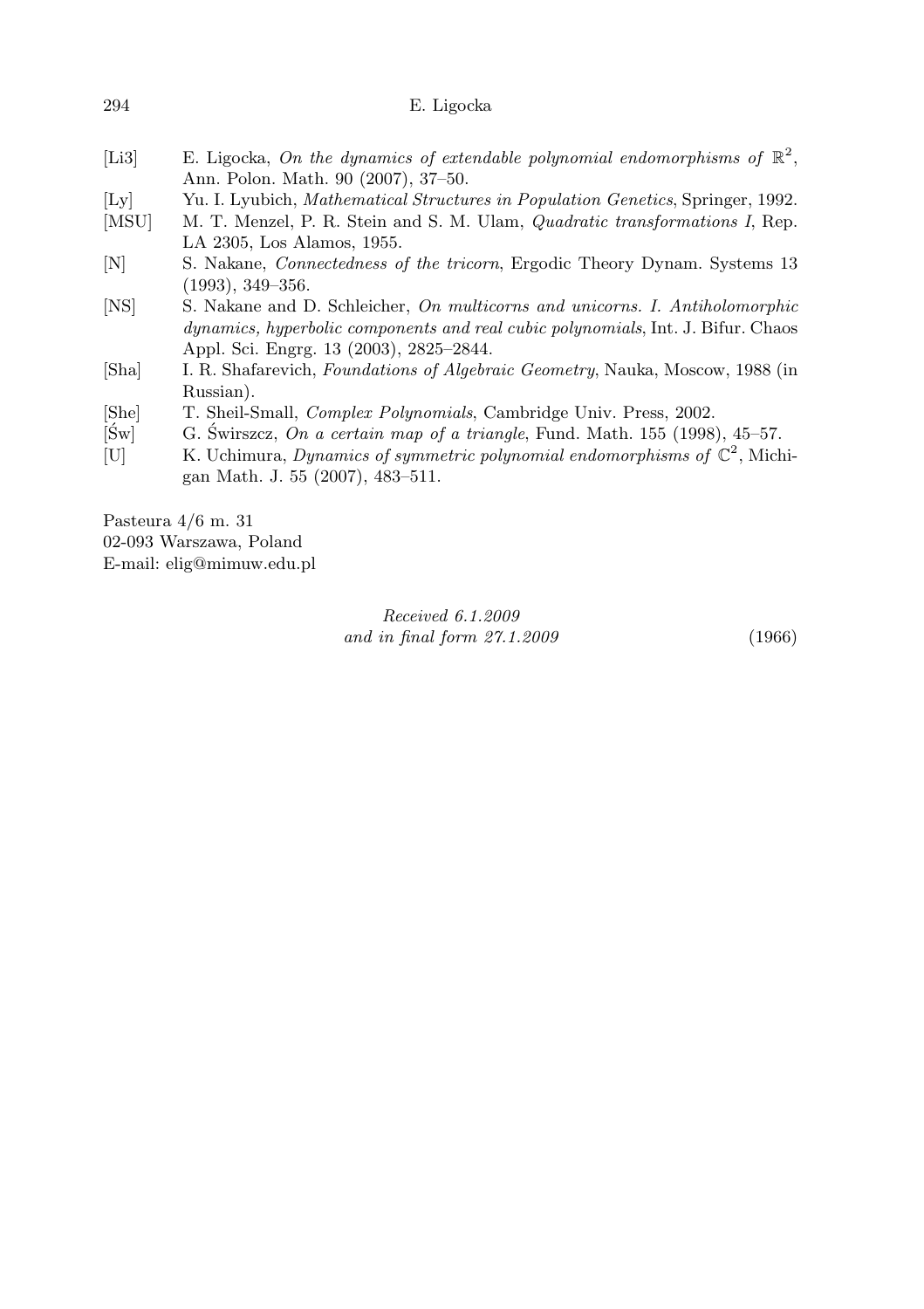[Li3] E. Ligocka, *On the dynamics of extendable polynomial endomorphisms of* $\mathbb{R}^2$, Ann. Polon. Math. 90 (2007), 37–50.

[Ly] Yu. I. Lyubich, *Mathematical Structures in Population Genetics*, Springer, 1992.

[MSU] M. T. Menzel, P. R. Stein and S. M. Ulam, *Quadratic transformations I*, Rep. LA 2305, Los Alamos, 1955.

[N] S. Nakane, *Connectedness of the tricorn*, Ergodic Theory Dynam. Systems 13 (1993), 349–356.

[NS] S. Nakane and D. Schleicher, *On multicorns and unicorns. I. Antiholomorphic dynamics, hyperbolic components and real cubic polynomials*, Int. J. Bifur. Chaos Appl. Sci. Engrg. 13 (2003), 2825–2844.

[Sha] I. R. Shafarevich, *Foundations of Algebraic Geometry*, Nauka, Moscow, 1988 (in Russian).

[She] T. Sheil-Small, *Complex Polynomials*, Cambridge Univ. Press, 2002.

[Św] G. Świrszcz, *On a certain map of a triangle*, Fund. Math. 155 (1998), 45–57.

[U] K. Uchimura, *Dynamics of symmetric polynomial endomorphisms of* $\mathbb{C}^2$, Michigan Math. J. 55 (2007), 483–511.

Pasteura 4/6 m. 31
02-093 Warszawa, Poland
E-mail: elig@mimuw.edu.pl

*Received 6.1.2009*
*and in final form 27.1.2009* (1966)